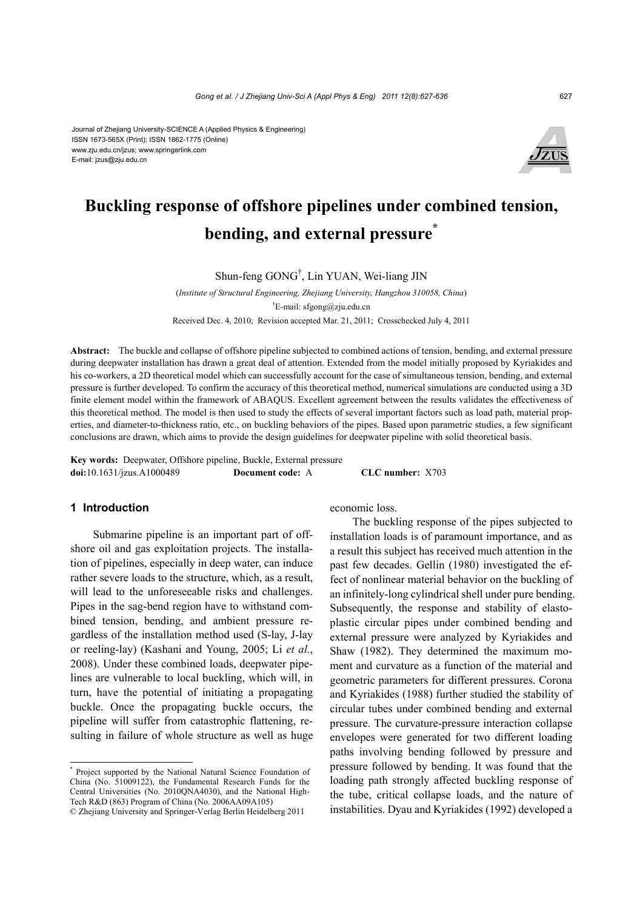Journal of Zhejiang University-SCIENCE A (Applied Physics & Engineering)
ISSN 1673-565X (Print); ISSN 1862-1775 (Online)
www.zju.edu.cn/jzus; www.springerlink.com
E-mail: jzus@zju.edu.cn

# Buckling response of offshore pipelines under combined tension, bending, and external pressure*

Shun-feng GONG[†], Lin YUAN, Wei-liang JIN

(*Institute of Structural Engineering, Zhejiang University, Hangzhou 310058, China*)

[†]E-mail: sfgong@zju.edu.cn

Received Dec. 4, 2010; Revision accepted Mar. 21, 2011; Crosschecked July 4, 2011

**Abstract:** The buckle and collapse of offshore pipeline subjected to combined actions of tension, bending, and external pressure during deepwater installation has drawn a great deal of attention. Extended from the model initially proposed by Kyriakides and his co-workers, a 2D theoretical model which can successfully account for the case of simultaneous tension, bending, and external pressure is further developed. To confirm the accuracy of this theoretical method, numerical simulations are conducted using a 3D finite element model within the framework of ABAQUS. Excellent agreement between the results validates the effectiveness of this theoretical method. The model is then used to study the effects of several important factors such as load path, material properties, and diameter-to-thickness ratio, etc., on buckling behaviors of the pipes. Based upon parametric studies, a few significant conclusions are drawn, which aims to provide the design guidelines for deepwater pipeline with solid theoretical basis.

**Key words:** Deepwater, Offshore pipeline, Buckle, External pressure
**doi:**10.1631/jzus.A1000489 **Document code:** A **CLC number:** X703

## 1 Introduction

Submarine pipeline is an important part of offshore oil and gas exploitation projects. The installation of pipelines, especially in deep water, can induce rather severe loads to the structure, which, as a result, will lead to the unforeseeable risks and challenges. Pipes in the sag-bend region have to withstand combined tension, bending, and ambient pressure regardless of the installation method used (S-lay, J-lay or reeling-lay) (Kashani and Young, 2005; Li *et al.*, 2008). Under these combined loads, deepwater pipelines are vulnerable to local buckling, which will, in turn, have the potential of initiating a propagating buckle. Once the propagating buckle occurs, the pipeline will suffer from catastrophic flattening, resulting in failure of whole structure as well as huge economic loss.

The buckling response of the pipes subjected to installation loads is of paramount importance, and as a result this subject has received much attention in the past few decades. Gellin (1980) investigated the effect of nonlinear material behavior on the buckling of an infinitely-long cylindrical shell under pure bending. Subsequently, the response and stability of elastoplastic circular pipes under combined bending and external pressure were analyzed by Kyriakides and Shaw (1982). They determined the maximum moment and curvature as a function of the material and geometric parameters for different pressures. Corona and Kyriakides (1988) further studied the stability of circular tubes under combined bending and external pressure. The curvature-pressure interaction collapse envelopes were generated for two different loading paths involving bending followed by pressure and pressure followed by bending. It was found that the loading path strongly affected buckling response of the tube, critical collapse loads, and the nature of instabilities. Dyau and Kyriakides (1992) developed a

---

* Project supported by the National Natural Science Foundation of China (No. 51009122), the Fundamental Research Funds for the Central Universities (No. 2010QNA4030), and the National High-Tech R&D (863) Program of China (No. 2006AA09A105)

© Zhejiang University and Springer-Verlag Berlin Heidelberg 2011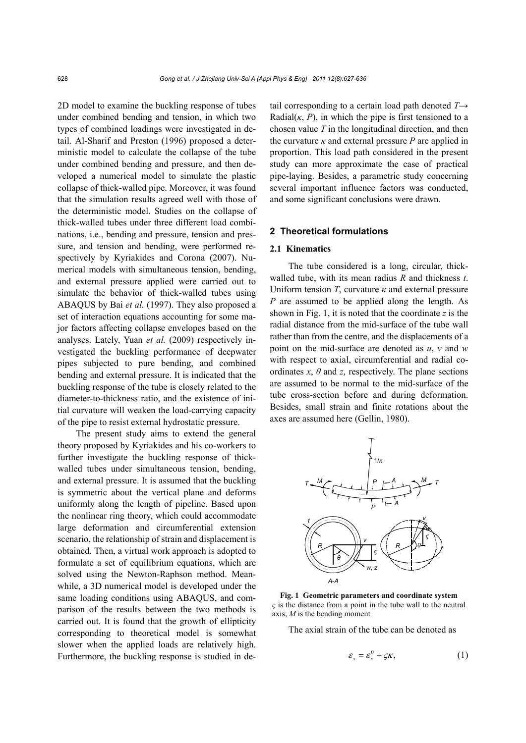2D model to examine the buckling response of tubes under combined bending and tension, in which two types of combined loadings were investigated in detail. Al-Sharif and Preston (1996) proposed a deterministic model to calculate the collapse of the tube under combined bending and pressure, and then developed a numerical model to simulate the plastic collapse of thick-walled pipe. Moreover, it was found that the simulation results agreed well with those of the deterministic model. Studies on the collapse of thick-walled tubes under three different load combinations, i.e., bending and pressure, tension and pressure, and tension and bending, were performed respectively by Kyriakides and Corona (2007). Numerical models with simultaneous tension, bending, and external pressure applied were carried out to simulate the behavior of thick-walled tubes using ABAQUS by Bai *et al.* (1997). They also proposed a set of interaction equations accounting for some major factors affecting collapse envelopes based on the analyses. Lately, Yuan *et al.* (2009) respectively investigated the buckling performance of deepwater pipes subjected to pure bending, and combined bending and external pressure. It is indicated that the buckling response of the tube is closely related to the diameter-to-thickness ratio, and the existence of initial curvature will weaken the load-carrying capacity of the pipe to resist external hydrostatic pressure.

The present study aims to extend the general theory proposed by Kyriakides and his co-workers to further investigate the buckling response of thick-walled tubes under simultaneous tension, bending, and external pressure. It is assumed that the buckling is symmetric about the vertical plane and deforms uniformly along the length of pipeline. Based upon the nonlinear ring theory, which could accommodate large deformation and circumferential extension scenario, the relationship of strain and displacement is obtained. Then, a virtual work approach is adopted to formulate a set of equilibrium equations, which are solved using the Newton-Raphson method. Meanwhile, a 3D numerical model is developed under the same loading conditions using ABAQUS, and comparison of the results between the two methods is carried out. It is found that the growth of ellipticity corresponding to theoretical model is somewhat slower when the applied loads are relatively high. Furthermore, the buckling response is studied in detail corresponding to a certain load path denoted $T\rightarrow$ Radial($\kappa$, $P$), in which the pipe is first tensioned to a chosen value $T$ in the longitudinal direction, and then the curvature $\kappa$ and external pressure $P$ are applied in proportion. This load path considered in the present study can more approximate the case of practical pipe-laying. Besides, a parametric study concerning several important influence factors was conducted, and some significant conclusions were drawn.

## 2 Theoretical formulations

### 2.1 Kinematics

The tube considered is a long, circular, thick-walled tube, with its mean radius $R$ and thickness $t$. Uniform tension $T$, curvature $\kappa$ and external pressure $P$ are assumed to be applied along the length. As shown in Fig. 1, it is noted that the coordinate $z$ is the radial distance from the mid-surface of the tube wall rather than from the centre, and the displacements of a point on the mid-surface are denoted as $u$, $v$ and $w$ with respect to axial, circumferential and radial coordinates $x$, $\theta$ and $z$, respectively. The plane sections are assumed to be normal to the mid-surface of the tube cross-section before and during deformation. Besides, small strain and finite rotations about the axes are assumed here (Gellin, 1980).

**Fig. 1 Geometric parameters and coordinate system**
$\varsigma$ is the distance from a point in the tube wall to the neutral axis; $M$ is the bending moment

The axial strain of the tube can be denoted as

$$\varepsilon_x = \varepsilon_x^0 + \varsigma\kappa, \tag{1}$$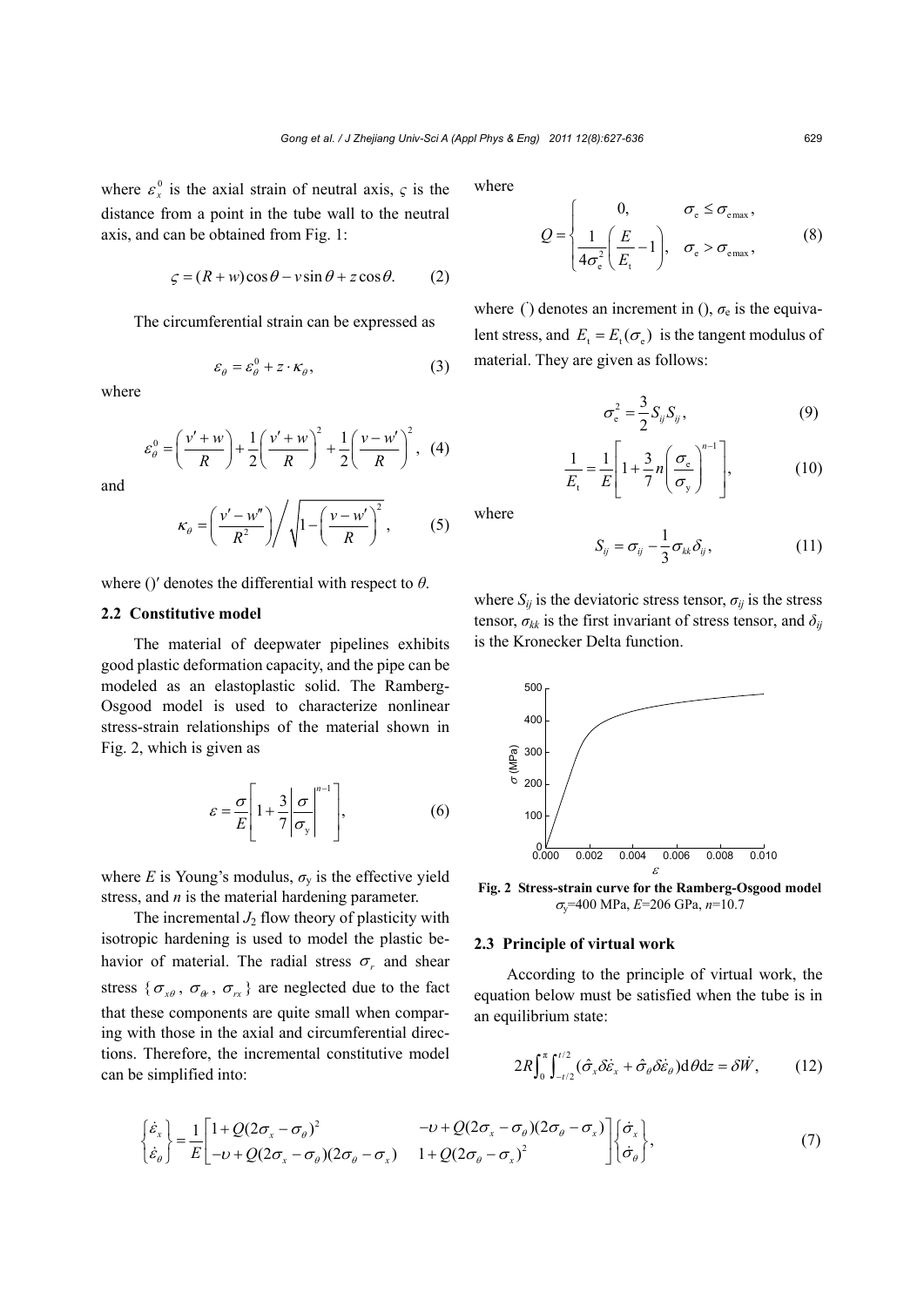where $\varepsilon_x^0$ is the axial strain of neutral axis, $\varsigma$ is the distance from a point in the tube wall to the neutral axis, and can be obtained from Fig. 1:

$$\varsigma = (R+w)\cos\theta - v\sin\theta + z\cos\theta. \tag{2}$$

The circumferential strain can be expressed as

$$\varepsilon_\theta = \varepsilon_\theta^0 + z\cdot\kappa_\theta, \tag{3}$$

where

$$\varepsilon_\theta^0 = \left(\frac{v'+w}{R}\right) + \frac{1}{2}\left(\frac{v'+w}{R}\right)^2 + \frac{1}{2}\left(\frac{v-w'}{R}\right)^2, \tag{4}$$

and

$$\kappa_\theta = \left(\frac{v'-w''}{R^2}\right) \Bigg/ \sqrt{1-\left(\frac{v-w'}{R}\right)^2}, \tag{5}$$

where ()′ denotes the differential with respect to $\theta$.

## 2.2 Constitutive model

The material of deepwater pipelines exhibits good plastic deformation capacity, and the pipe can be modeled as an elastoplastic solid. The Ramberg-Osgood model is used to characterize nonlinear stress-strain relationships of the material shown in Fig. 2, which is given as

$$\varepsilon = \frac{\sigma}{E}\left[1+\frac{3}{7}\left|\frac{\sigma}{\sigma_y}\right|^{n-1}\right], \tag{6}$$

where $E$ is Young's modulus, $\sigma_y$ is the effective yield stress, and $n$ is the material hardening parameter.

The incremental $J_2$ flow theory of plasticity with isotropic hardening is used to model the plastic behavior of material. The radial stress $\sigma_r$ and shear stress $\{\sigma_{x\theta}, \sigma_{\theta r}, \sigma_{rx}\}$ are neglected due to the fact that these components are quite small when comparing with those in the axial and circumferential directions. Therefore, the incremental constitutive model can be simplified into:

$$\begin{Bmatrix}\dot{\varepsilon}_x \\ \dot{\varepsilon}_\theta\end{Bmatrix} = \frac{1}{E}\begin{bmatrix}1+Q(2\sigma_x-\sigma_\theta)^2 & -\upsilon+Q(2\sigma_x-\sigma_\theta)(2\sigma_\theta-\sigma_x) \\ -\upsilon+Q(2\sigma_x-\sigma_\theta)(2\sigma_\theta-\sigma_x) & 1+Q(2\sigma_\theta-\sigma_x)^2\end{bmatrix}\begin{Bmatrix}\dot{\sigma}_x \\ \dot{\sigma}_\theta\end{Bmatrix}, \tag{7}$$

where

$$Q = \begin{cases} 0, & \sigma_e \le \sigma_{e\max}, \\ \dfrac{1}{4\sigma_e^2}\left(\dfrac{E}{E_t}-1\right), & \sigma_e > \sigma_{e\max}, \end{cases} \tag{8}$$

where $(\dot{\ })$ denotes an increment in (), $\sigma_e$ is the equivalent stress, and $E_t = E_t(\sigma_e)$ is the tangent modulus of material. They are given as follows:

$$\sigma_e^2 = \frac{3}{2}S_{ij}S_{ij}, \tag{9}$$

$$\frac{1}{E_t} = \frac{1}{E}\left[1+\frac{3}{7}n\left(\frac{\sigma_e}{\sigma_y}\right)^{n-1}\right], \tag{10}$$

where

$$S_{ij} = \sigma_{ij} - \frac{1}{3}\sigma_{kk}\delta_{ij}, \tag{11}$$

where $S_{ij}$ is the deviatoric stress tensor, $\sigma_{ij}$ is the stress tensor, $\sigma_{kk}$ is the first invariant of stress tensor, and $\delta_{ij}$ is the Kronecker Delta function.

**Fig. 2 Stress-strain curve for the Ramberg-Osgood model**
$\sigma_y$=400 MPa, $E$=206 GPa, $n$=10.7

## 2.3 Principle of virtual work

According to the principle of virtual work, the equation below must be satisfied when the tube is in an equilibrium state:

$$2R\int_0^{\pi}\int_{-t/2}^{t/2}(\hat{\sigma}_x\delta\dot{\varepsilon}_x + \hat{\sigma}_\theta\delta\dot{\varepsilon}_\theta)\,\mathrm{d}\theta\,\mathrm{d}z = \delta\dot{W}, \tag{12}$$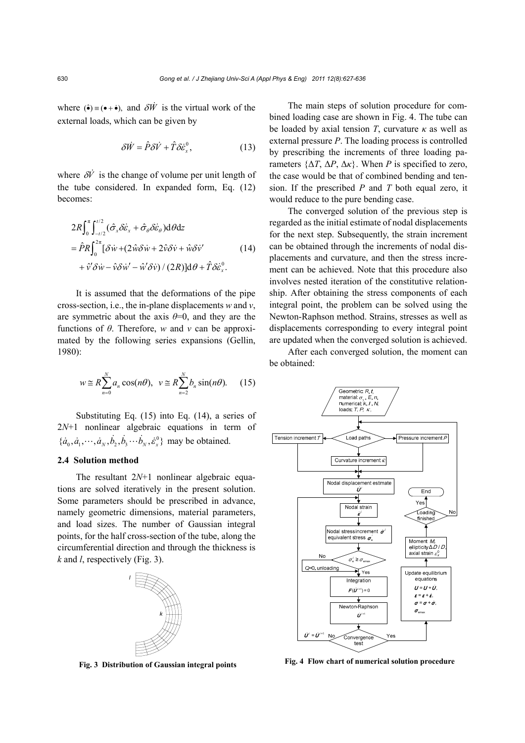where $(\hat{\bullet}) \equiv (\bullet + \dot{\bullet})$, and $\delta\dot{W}$ is the virtual work of the external loads, which can be given by

$$\delta\dot{W} = \hat{P}\delta\dot{V} + \hat{T}\delta\dot{\varepsilon}_x^0, \tag{13}$$

where $\delta\dot{V}$ is the change of volume per unit length of the tube considered. In expanded form, Eq. (12) becomes:

$$\begin{aligned} &2R\int_0^{\pi}\int_{-t/2}^{t/2}(\hat{\sigma}_x\delta\dot{\varepsilon}_x + \hat{\sigma}_\theta\delta\dot{\varepsilon}_\theta)\mathrm{d}\theta\mathrm{d}z \\ &= \hat{P}R\int_0^{2\pi}[\delta\dot{w} + (2\hat{w}\delta\dot{w} + 2\hat{v}\delta\dot{v} + \hat{w}\delta\dot{v}' \\ &\quad + \hat{v}'\delta\dot{w} - \hat{v}\delta\dot{w}' - \hat{w}'\delta\dot{v})/(2R)]\mathrm{d}\theta + \hat{T}\delta\dot{\varepsilon}_x^0. \end{aligned} \tag{14}$$

It is assumed that the deformations of the pipe cross-section, i.e., the in-plane displacements $w$ and $v$, are symmetric about the axis $\theta$=0, and they are the functions of $\theta$. Therefore, $w$ and $v$ can be approximated by the following series expansions (Gellin, 1980):

$$w \cong R\sum_{n=0}^{N} a_n\cos(n\theta), \quad v \cong R\sum_{n=2}^{N} b_n\sin(n\theta). \tag{15}$$

Substituting Eq. (15) into Eq. (14), a series of $2N$+1 nonlinear algebraic equations in term of $\{\dot{a}_0, \dot{a}_1, \cdots, \dot{a}_N, \dot{b}_2, \dot{b}_3 \cdots \dot{b}_N, \dot{\varepsilon}_x^0\}$ may be obtained.

### 2.4 Solution method

The resultant $2N$+1 nonlinear algebraic equations are solved iteratively in the present solution. Some parameters should be prescribed in advance, namely geometric dimensions, material parameters, and load sizes. The number of Gaussian integral points, for the half cross-section of the tube, along the circumferential direction and through the thickness is $k$ and $l$, respectively (Fig. 3).

**Fig. 3 Distribution of Gaussian integral points**

The main steps of solution procedure for combined loading case are shown in Fig. 4. The tube can be loaded by axial tension $T$, curvature $\kappa$ as well as external pressure $P$. The loading process is controlled by prescribing the increments of three loading parameters $\{\Delta T, \Delta P, \Delta\kappa\}$. When $P$ is specified to zero, the case would be that of combined bending and tension. If the prescribed $P$ and $T$ both equal zero, it would reduce to the pure bending case.

The converged solution of the previous step is regarded as the initial estimate of nodal displacements for the next step. Subsequently, the strain increment can be obtained through the increments of nodal displacements and curvature, and then the stress increment can be achieved. Note that this procedure also involves nested iteration of the constitutive relationship. After obtaining the stress components of each integral point, the problem can be solved using the Newton-Raphson method. Strains, stresses as well as displacements corresponding to every integral point are updated when the converged solution is achieved.

After each converged solution, the moment can be obtained:

**Fig. 4 Flow chart of numerical solution procedure**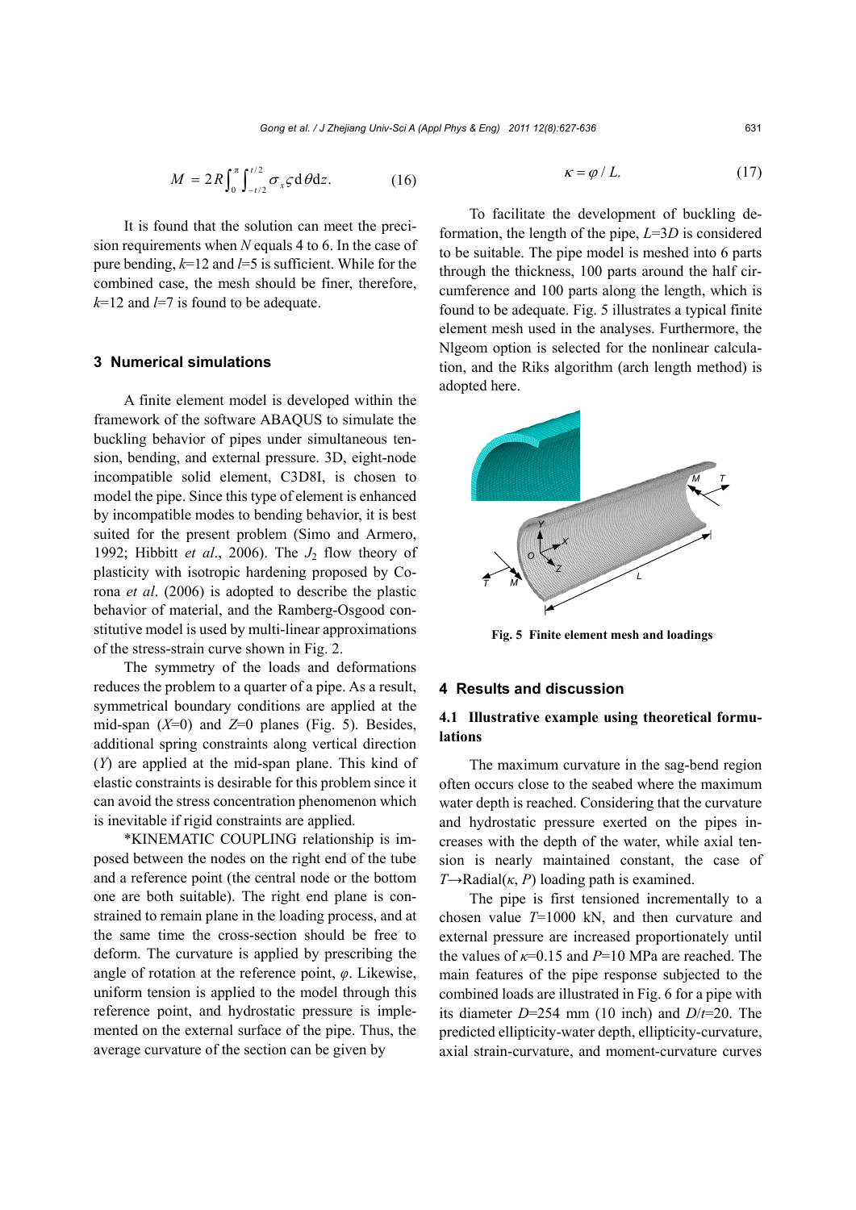$$M = 2R\int_0^{\pi}\int_{-t/2}^{t/2}\sigma_x \varsigma \,\mathrm{d}\theta \mathrm{d}z. \tag{16}$$

It is found that the solution can meet the precision requirements when $N$ equals 4 to 6. In the case of pure bending, $k$=12 and $l$=5 is sufficient. While for the combined case, the mesh should be finer, therefore, $k$=12 and $l$=7 is found to be adequate.

## 3 Numerical simulations

A finite element model is developed within the framework of the software ABAQUS to simulate the buckling behavior of pipes under simultaneous tension, bending, and external pressure. 3D, eight-node incompatible solid element, C3D8I, is chosen to model the pipe. Since this type of element is enhanced by incompatible modes to bending behavior, it is best suited for the present problem (Simo and Armero, 1992; Hibbitt *et al*., 2006). The $J_2$ flow theory of plasticity with isotropic hardening proposed by Corona *et al*. (2006) is adopted to describe the plastic behavior of material, and the Ramberg-Osgood constitutive model is used by multi-linear approximations of the stress-strain curve shown in Fig. 2.

The symmetry of the loads and deformations reduces the problem to a quarter of a pipe. As a result, symmetrical boundary conditions are applied at the mid-span ($X$=0) and $Z$=0 planes (Fig. 5). Besides, additional spring constraints along vertical direction ($Y$) are applied at the mid-span plane. This kind of elastic constraints is desirable for this problem since it can avoid the stress concentration phenomenon which is inevitable if rigid constraints are applied.

*KINEMATIC COUPLING relationship is imposed between the nodes on the right end of the tube and a reference point (the central node or the bottom one are both suitable). The right end plane is constrained to remain plane in the loading process, and at the same time the cross-section should be free to deform. The curvature is applied by prescribing the angle of rotation at the reference point, $\varphi$. Likewise, uniform tension is applied to the model through this reference point, and hydrostatic pressure is implemented on the external surface of the pipe. Thus, the average curvature of the section can be given by

$$\kappa = \varphi / L. \tag{17}$$

To facilitate the development of buckling deformation, the length of the pipe, $L$=3$D$ is considered to be suitable. The pipe model is meshed into 6 parts through the thickness, 100 parts around the half circumference and 100 parts along the length, which is found to be adequate. Fig. 5 illustrates a typical finite element mesh used in the analyses. Furthermore, the Nlgeom option is selected for the nonlinear calculation, and the Riks algorithm (arch length method) is adopted here.

**Fig. 5 Finite element mesh and loadings**

## 4 Results and discussion

### 4.1 Illustrative example using theoretical formulations

The maximum curvature in the sag-bend region often occurs close to the seabed where the maximum water depth is reached. Considering that the curvature and hydrostatic pressure exerted on the pipes increases with the depth of the water, while axial tension is nearly maintained constant, the case of $T$→Radial($\kappa$, $P$) loading path is examined.

The pipe is first tensioned incrementally to a chosen value $T$=1000 kN, and then curvature and external pressure are increased proportionately until the values of $\kappa$=0.15 and $P$=10 MPa are reached. The main features of the pipe response subjected to the combined loads are illustrated in Fig. 6 for a pipe with its diameter $D$=254 mm (10 inch) and $D/t$=20. The predicted ellipticity-water depth, ellipticity-curvature, axial strain-curvature, and moment-curvature curves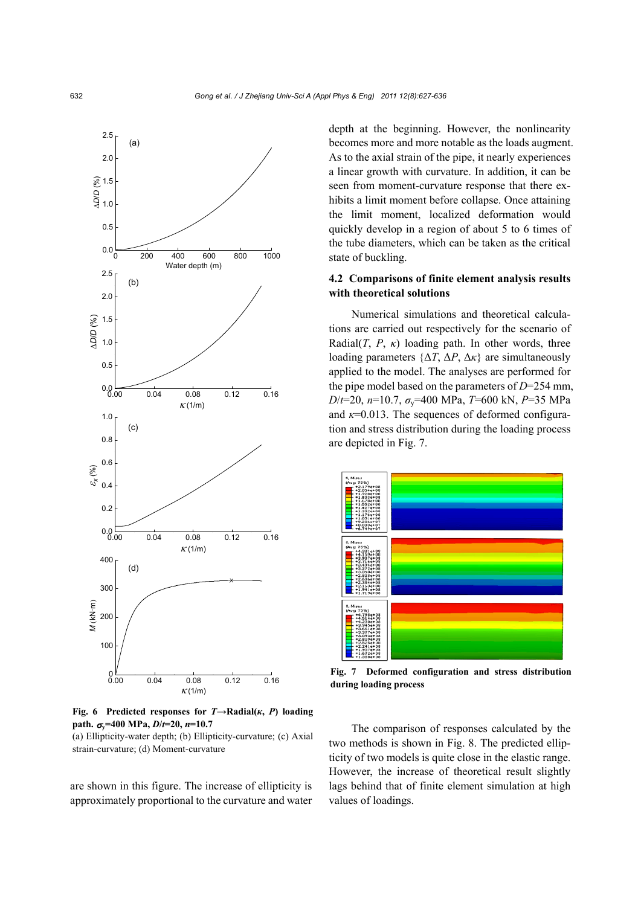Fig. 6 Predicted responses for $T$→Radial($\kappa$, $P$) loading path. $\sigma_y$=400 MPa, $D/t$=20, $n$=10.7

(a) Ellipticity-water depth; (b) Ellipticity-curvature; (c) Axial strain-curvature; (d) Moment-curvature

are shown in this figure. The increase of ellipticity is approximately proportional to the curvature and water depth at the beginning. However, the nonlinearity becomes more and more notable as the loads augment. As to the axial strain of the pipe, it nearly experiences a linear growth with curvature. In addition, it can be seen from moment-curvature response that there exhibits a limit moment before collapse. Once attaining the limit moment, localized deformation would quickly develop in a region of about 5 to 6 times of the tube diameters, which can be taken as the critical state of buckling.

## 4.2 Comparisons of finite element analysis results with theoretical solutions

Numerical simulations and theoretical calculations are carried out respectively for the scenario of Radial($T$, $P$, $\kappa$) loading path. In other words, three loading parameters {$\Delta T$, $\Delta P$, $\Delta\kappa$} are simultaneously applied to the model. The analyses are performed for the pipe model based on the parameters of $D$=254 mm, $D/t$=20, $n$=10.7, $\sigma_y$=400 MPa, $T$=600 kN, $P$=35 MPa and $\kappa$=0.013. The sequences of deformed configuration and stress distribution during the loading process are depicted in Fig. 7.

Fig. 7 Deformed configuration and stress distribution during loading process

The comparison of responses calculated by the two methods is shown in Fig. 8. The predicted ellipticity of two models is quite close in the elastic range. However, the increase of theoretical result slightly lags behind that of finite element simulation at high values of loadings.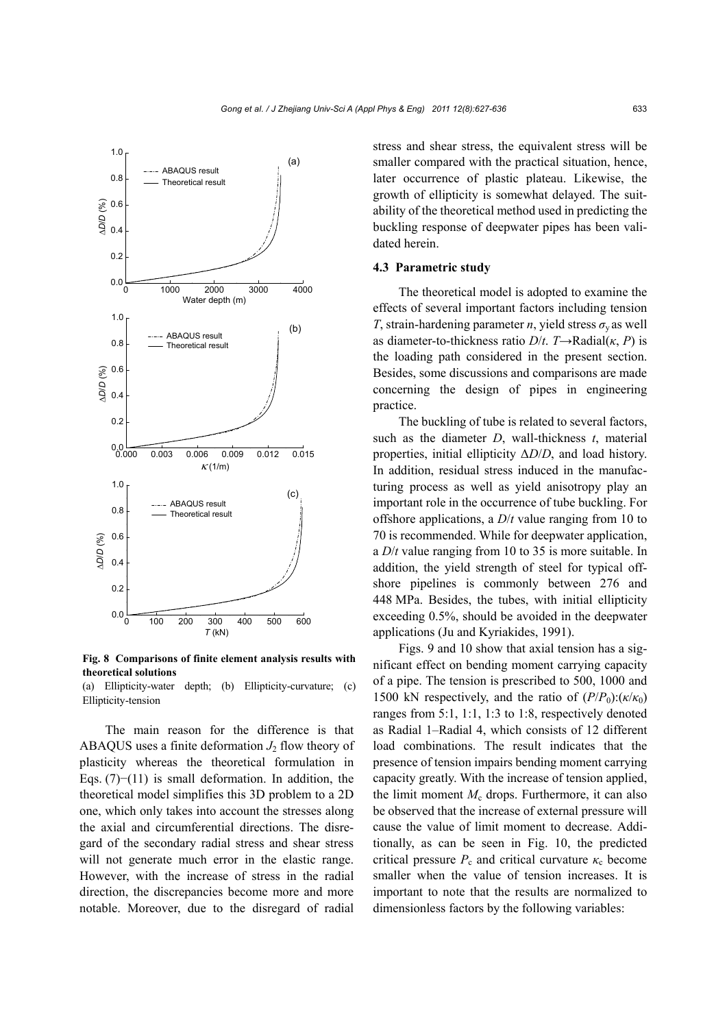Fig. 8 Comparisons of finite element analysis results with theoretical solutions

(a) Ellipticity-water depth; (b) Ellipticity-curvature; (c) Ellipticity-tension

The main reason for the difference is that ABAQUS uses a finite deformation $J_2$ flow theory of plasticity whereas the theoretical formulation in Eqs. (7)−(11) is small deformation. In addition, the theoretical model simplifies this 3D problem to a 2D one, which only takes into account the stresses along the axial and circumferential directions. The disregard of the secondary radial stress and shear stress will not generate much error in the elastic range. However, with the increase of stress in the radial direction, the discrepancies become more and more notable. Moreover, due to the disregard of radial stress and shear stress, the equivalent stress will be smaller compared with the practical situation, hence, later occurrence of plastic plateau. Likewise, the growth of ellipticity is somewhat delayed. The suitability of the theoretical method used in predicting the buckling response of deepwater pipes has been validated herein.

### 4.3 Parametric study

The theoretical model is adopted to examine the effects of several important factors including tension $T$, strain-hardening parameter $n$, yield stress $\sigma_y$ as well as diameter-to-thickness ratio $D/t$. $T\rightarrow$Radial($\kappa$, $P$) is the loading path considered in the present section. Besides, some discussions and comparisons are made concerning the design of pipes in engineering practice.

The buckling of tube is related to several factors, such as the diameter $D$, wall-thickness $t$, material properties, initial ellipticity $\Delta D/D$, and load history. In addition, residual stress induced in the manufacturing process as well as yield anisotropy play an important role in the occurrence of tube buckling. For offshore applications, a $D/t$ value ranging from 10 to 70 is recommended. While for deepwater application, a $D/t$ value ranging from 10 to 35 is more suitable. In addition, the yield strength of steel for typical offshore pipelines is commonly between 276 and 448 MPa. Besides, the tubes, with initial ellipticity exceeding 0.5%, should be avoided in the deepwater applications (Ju and Kyriakides, 1991).

Figs. 9 and 10 show that axial tension has a significant effect on bending moment carrying capacity of a pipe. The tension is prescribed to 500, 1000 and 1500 kN respectively, and the ratio of $(P/P_0)$:$(\kappa/\kappa_0)$ ranges from 5:1, 1:1, 1:3 to 1:8, respectively denoted as Radial 1–Radial 4, which consists of 12 different load combinations. The result indicates that the presence of tension impairs bending moment carrying capacity greatly. With the increase of tension applied, the limit moment $M_c$ drops. Furthermore, it can also be observed that the increase of external pressure will cause the value of limit moment to decrease. Additionally, as can be seen in Fig. 10, the predicted critical pressure $P_c$ and critical curvature $\kappa_c$ become smaller when the value of tension increases. It is important to note that the results are normalized to dimensionless factors by the following variables: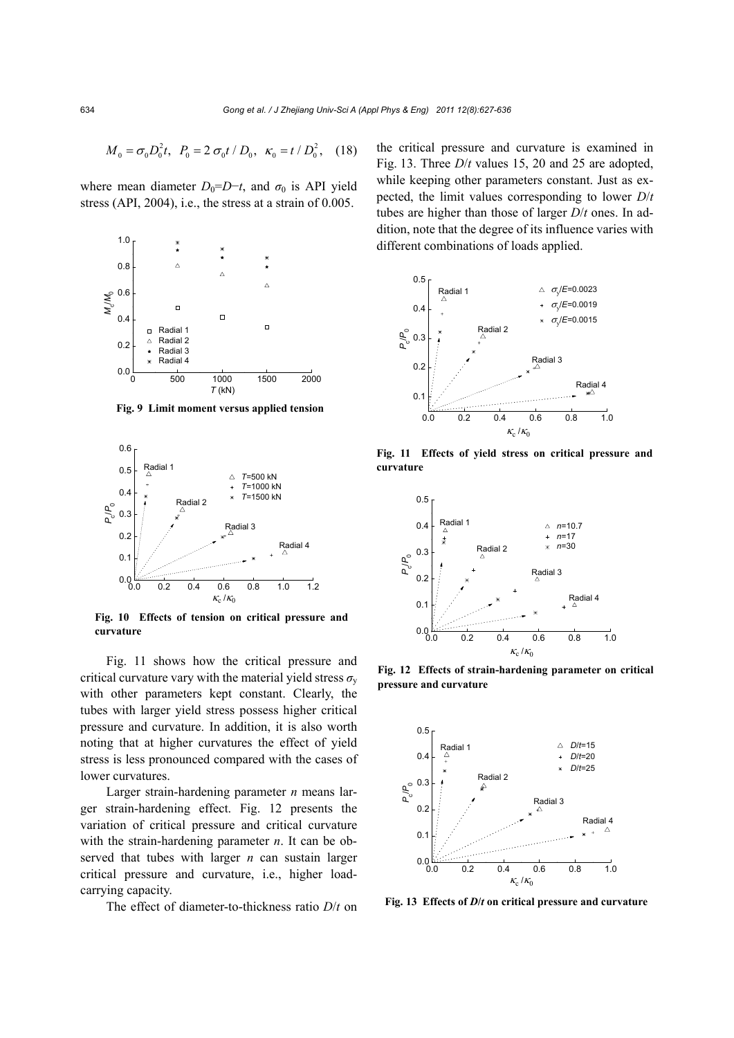$$M_0 = \sigma_0 D_0^2 t, \quad P_0 = 2\sigma_0 t / D_0, \quad \kappa_0 = t / D_0^2, \quad (18)$$

where mean diameter $D_0=D-t$, and $\sigma_0$ is API yield stress (API, 2004), i.e., the stress at a strain of 0.005.

**Fig. 9 Limit moment versus applied tension**

**Fig. 10 Effects of tension on critical pressure and curvature**

Fig. 11 shows how the critical pressure and critical curvature vary with the material yield stress $\sigma_y$ with other parameters kept constant. Clearly, the tubes with larger yield stress possess higher critical pressure and curvature. In addition, it is also worth noting that at higher curvatures the effect of yield stress is less pronounced compared with the cases of lower curvatures.

Larger strain-hardening parameter $n$ means larger strain-hardening effect. Fig. 12 presents the variation of critical pressure and critical curvature with the strain-hardening parameter $n$. It can be observed that tubes with larger $n$ can sustain larger critical pressure and curvature, i.e., higher load-carrying capacity.

The effect of diameter-to-thickness ratio $D/t$ on the critical pressure and curvature is examined in Fig. 13. Three $D/t$ values 15, 20 and 25 are adopted, while keeping other parameters constant. Just as expected, the limit values corresponding to lower $D/t$ tubes are higher than those of larger $D/t$ ones. In addition, note that the degree of its influence varies with different combinations of loads applied.

**Fig. 11 Effects of yield stress on critical pressure and curvature**

**Fig. 12 Effects of strain-hardening parameter on critical pressure and curvature**

**Fig. 13 Effects of *D*/*t* on critical pressure and curvature**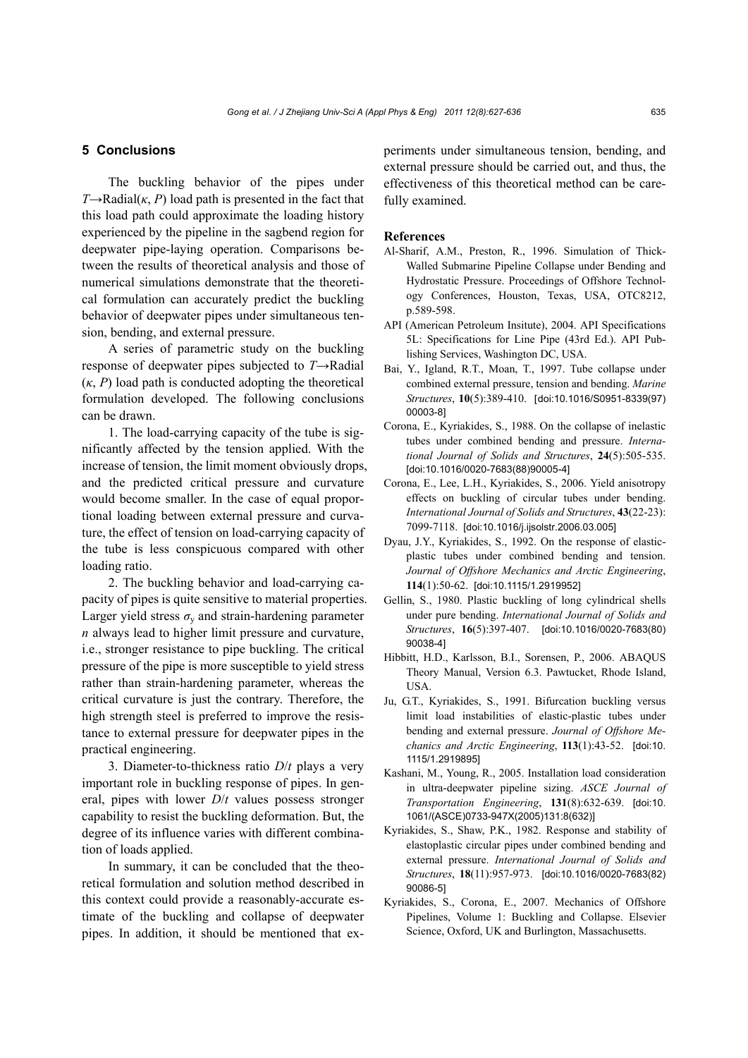## 5 Conclusions

The buckling behavior of the pipes under $T \rightarrow \text{Radial}(\kappa, P)$ load path is presented in the fact that this load path could approximate the loading history experienced by the pipeline in the sagbend region for deepwater pipe-laying operation. Comparisons between the results of theoretical analysis and those of numerical simulations demonstrate that the theoretical formulation can accurately predict the buckling behavior of deepwater pipes under simultaneous tension, bending, and external pressure.

A series of parametric study on the buckling response of deepwater pipes subjected to $T \rightarrow \text{Radial}(\kappa, P)$ load path is conducted adopting the theoretical formulation developed. The following conclusions can be drawn.

1. The load-carrying capacity of the tube is significantly affected by the tension applied. With the increase of tension, the limit moment obviously drops, and the predicted critical pressure and curvature would become smaller. In the case of equal proportional loading between external pressure and curvature, the effect of tension on load-carrying capacity of the tube is less conspicuous compared with other loading ratio.

2. The buckling behavior and load-carrying capacity of pipes is quite sensitive to material properties. Larger yield stress $\sigma_y$ and strain-hardening parameter $n$ always lead to higher limit pressure and curvature, i.e., stronger resistance to pipe buckling. The critical pressure of the pipe is more susceptible to yield stress rather than strain-hardening parameter, whereas the critical curvature is just the contrary. Therefore, the high strength steel is preferred to improve the resistance to external pressure for deepwater pipes in the practical engineering.

3. Diameter-to-thickness ratio $D/t$ plays a very important role in buckling response of pipes. In general, pipes with lower $D/t$ values possess stronger capability to resist the buckling deformation. But, the degree of its influence varies with different combination of loads applied.

In summary, it can be concluded that the theoretical formulation and solution method described in this context could provide a reasonably-accurate estimate of the buckling and collapse of deepwater pipes. In addition, it should be mentioned that experiments under simultaneous tension, bending, and external pressure should be carried out, and thus, the effectiveness of this theoretical method can be carefully examined.

## References

Al-Sharif, A.M., Preston, R., 1996. Simulation of Thick-Walled Submarine Pipeline Collapse under Bending and Hydrostatic Pressure. Proceedings of Offshore Technology Conferences, Houston, Texas, USA, OTC8212, p.589-598.

API (American Petroleum Insitute), 2004. API Specifications 5L: Specifications for Line Pipe (43rd Ed.). API Publishing Services, Washington DC, USA.

Bai, Y., Igland, R.T., Moan, T., 1997. Tube collapse under combined external pressure, tension and bending. *Marine Structures*, **10**(5):389-410. [doi:10.1016/S0951-8339(97)00003-8]

Corona, E., Kyriakides, S., 1988. On the collapse of inelastic tubes under combined bending and pressure. *International Journal of Solids and Structures*, **24**(5):505-535. [doi:10.1016/0020-7683(88)90005-4]

Corona, E., Lee, L.H., Kyriakides, S., 2006. Yield anisotropy effects on buckling of circular tubes under bending. *International Journal of Solids and Structures*, **43**(22-23):7099-7118. [doi:10.1016/j.ijsolstr.2006.03.005]

Dyau, J.Y., Kyriakides, S., 1992. On the response of elastic-plastic tubes under combined bending and tension. *Journal of Offshore Mechanics and Arctic Engineering*, **114**(1):50-62. [doi:10.1115/1.2919952]

Gellin, S., 1980. Plastic buckling of long cylindrical shells under pure bending. *International Journal of Solids and Structures*, **16**(5):397-407. [doi:10.1016/0020-7683(80)90038-4]

Hibbitt, H.D., Karlsson, B.I., Sorensen, P., 2006. ABAQUS Theory Manual, Version 6.3. Pawtucket, Rhode Island, USA.

Ju, G.T., Kyriakides, S., 1991. Bifurcation buckling versus limit load instabilities of elastic-plastic tubes under bending and external pressure. *Journal of Offshore Mechanics and Arctic Engineering*, **113**(1):43-52. [doi:10.1115/1.2919895]

Kashani, M., Young, R., 2005. Installation load consideration in ultra-deepwater pipeline sizing. *ASCE Journal of Transportation Engineering*, **131**(8):632-639. [doi:10.1061/(ASCE)0733-947X(2005)131:8(632)]

Kyriakides, S., Shaw, P.K., 1982. Response and stability of elastoplastic circular pipes under combined bending and external pressure. *International Journal of Solids and Structures*, **18**(11):957-973. [doi:10.1016/0020-7683(82)90086-5]

Kyriakides, S., Corona, E., 2007. Mechanics of Offshore Pipelines, Volume 1: Buckling and Collapse. Elsevier Science, Oxford, UK and Burlington, Massachusetts.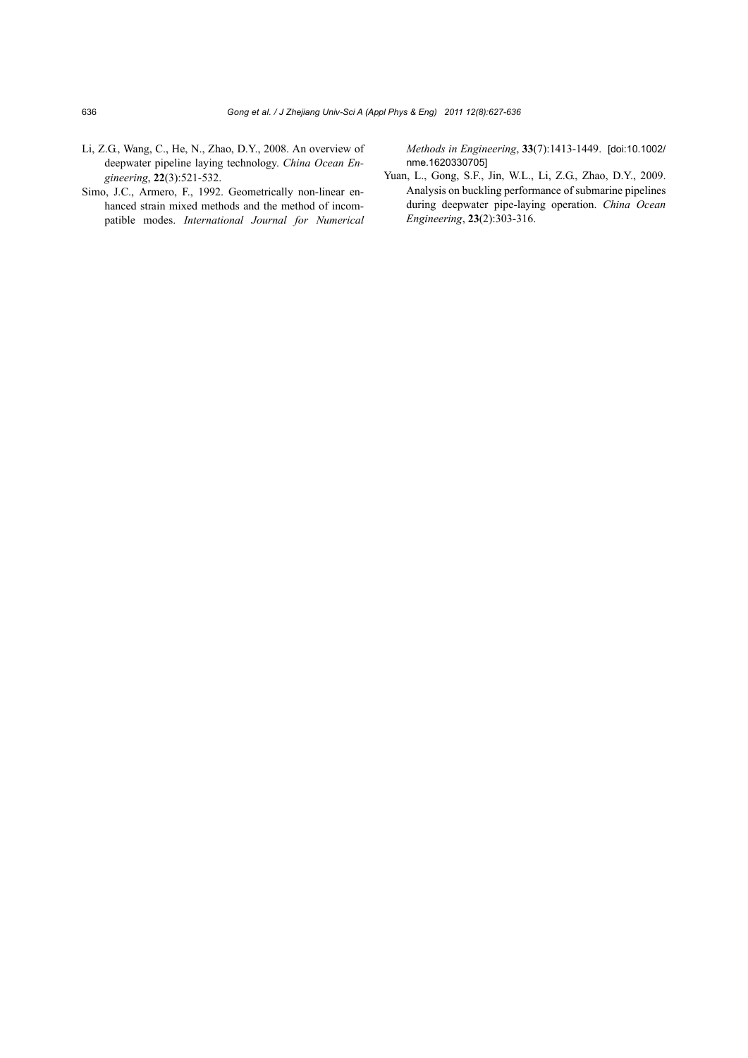Li, Z.G., Wang, C., He, N., Zhao, D.Y., 2008. An overview of deepwater pipeline laying technology. *China Ocean Engineering*, **22**(3):521-532.

Simo, J.C., Armero, F., 1992. Geometrically non-linear enhanced strain mixed methods and the method of incompatible modes. *International Journal for Numerical Methods in Engineering*, **33**(7):1413-1449. [doi:10.1002/nme.1620330705]

Yuan, L., Gong, S.F., Jin, W.L., Li, Z.G., Zhao, D.Y., 2009. Analysis on buckling performance of submarine pipelines during deepwater pipe-laying operation. *China Ocean Engineering*, **23**(2):303-316.